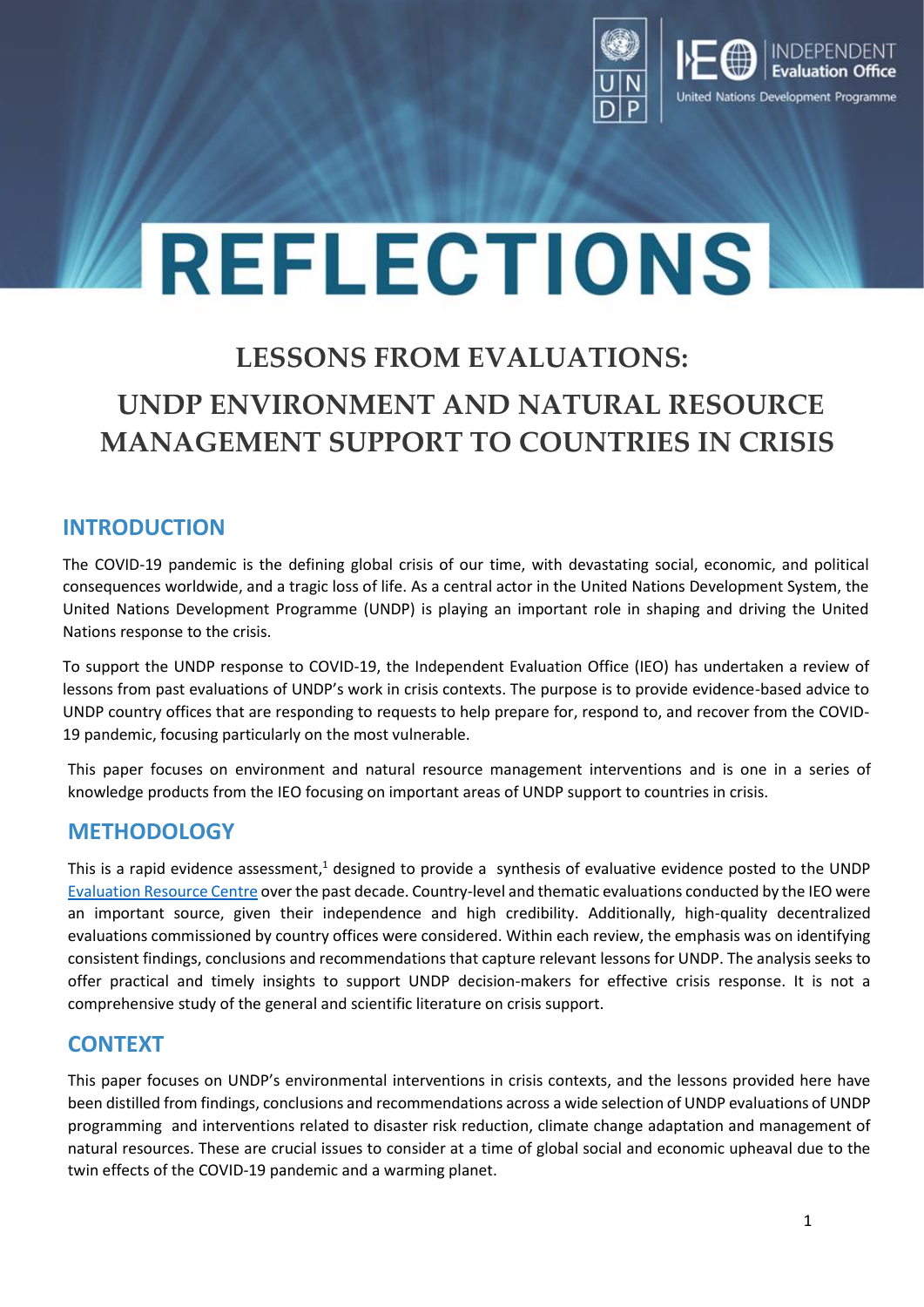# REFLECTIONS

## LESSONS FROM EVALUATIONS: UNDP ENVIRONMENT AND NATURAL RESOURCE MANAGEMENT SUPPORT TO COUNTRIES IN CRISIS

## INTRODUCTION

The COVID-19 pandemic is the defining global crisis of our time, with devastating social, economic, and political consequences worldwide, and a tragic loss of life. As a central actor in the United Nations Development System, the United Nations Development Programme (UNDP) is playing an important role in shaping and driving the United Nations response to the crisis.

To support the UNDP response to COVID-19, the Independent Evaluation Office (IEO) has undertaken a review of lessons from past evaluations of UNDP's work in crisis contexts. The purpose is to provide evidence-based advice to UNDP country offices that are responding to requests to help prepare for, respond to, and recover from the COVID-19 pandemic, focusing particularly on the most vulnerable.

This paper focuses on environment and natural resource management interventions and is one in a series of knowledge products from the IEO focusing on important areas of UNDP support to countries in crisis.

## METHODOLOGY

This is a rapid evidence assessment,[1] designed to provide a synthesis of evaluative evidence posted to the UNDP Evaluation Resource Centre over the past decade. Country-level and thematic evaluations conducted by the IEO were an important source, given their independence and high credibility. Additionally, high-quality decentralized evaluations commissioned by country offices were considered. Within each review, the emphasis was on identifying consistent findings, conclusions and recommendations that capture relevant lessons for UNDP. The analysis seeks to offer practical and timely insights to support UNDP decision-makers for effective crisis response. It is not a comprehensive study of the general and scientific literature on crisis support.

## CONTEXT

This paper focuses on UNDP's environmental interventions in crisis contexts, and the lessons provided here have been distilled from findings, conclusions and recommendations across a wide selection of UNDP evaluations of UNDP programming and interventions related to disaster risk reduction, climate change adaptation and management of natural resources. These are crucial issues to consider at a time of global social and economic upheaval due to the twin effects of the COVID-19 pandemic and a warming planet.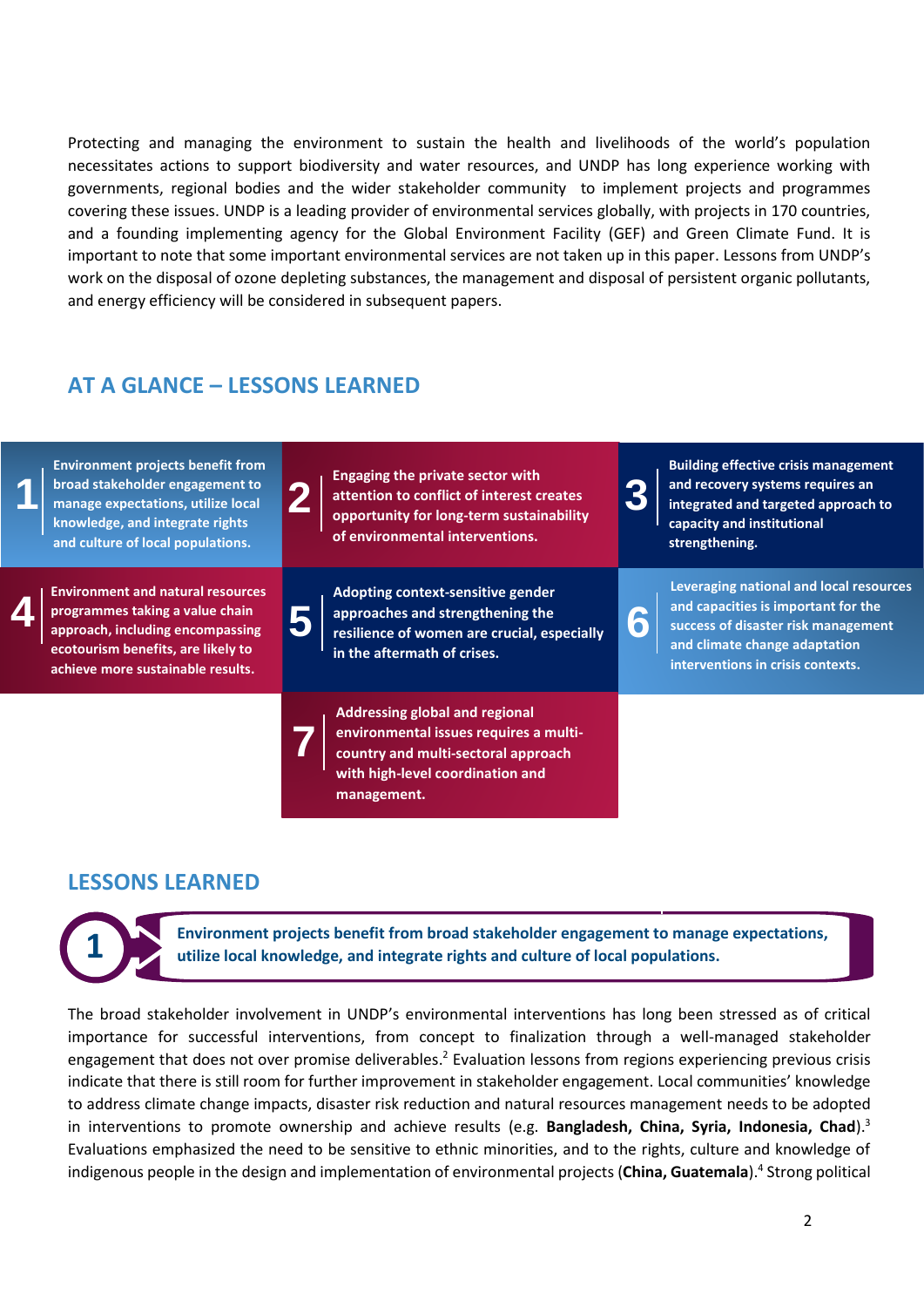Protecting and managing the environment to sustain the health and livelihoods of the world's population necessitates actions to support biodiversity and water resources, and UNDP has long experience working with governments, regional bodies and the wider stakeholder community to implement projects and programmes covering these issues. UNDP is a leading provider of environmental services globally, with projects in 170 countries, and a founding implementing agency for the Global Environment Facility (GEF) and Green Climate Fund. It is important to note that some important environmental services are not taken up in this paper. Lessons from UNDP's work on the disposal of ozone depleting substances, the management and disposal of persistent organic pollutants, and energy efficiency will be considered in subsequent papers.

## AT A GLANCE – LESSONS LEARNED

1. **Environment projects benefit from broad stakeholder engagement to manage expectations, utilize local knowledge, and integrate rights and culture of local populations.**
2. **Engaging the private sector with attention to conflict of interest creates opportunity for long-term sustainability of environmental interventions.**
3. **Building effective crisis management and recovery systems requires an integrated and targeted approach to capacity and institutional strengthening.**
4. **Environment and natural resources programmes taking a value chain approach, including encompassing ecotourism benefits, are likely to achieve more sustainable results.**
5. **Adopting context-sensitive gender approaches and strengthening the resilience of women are crucial, especially in the aftermath of crises.**
6. **Leveraging national and local resources and capacities is important for the success of disaster risk management and climate change adaptation interventions in crisis contexts.**
7. **Addressing global and regional environmental issues requires a multi-country and multi-sectoral approach with high-level coordination and management.**

## LESSONS LEARNED

### 1 Environment projects benefit from broad stakeholder engagement to manage expectations, utilize local knowledge, and integrate rights and culture of local populations.

The broad stakeholder involvement in UNDP's environmental interventions has long been stressed as of critical importance for successful interventions, from concept to finalization through a well-managed stakeholder engagement that does not over promise deliverables.[2] Evaluation lessons from regions experiencing previous crisis indicate that there is still room for further improvement in stakeholder engagement. Local communities' knowledge to address climate change impacts, disaster risk reduction and natural resources management needs to be adopted in interventions to promote ownership and achieve results (e.g. **Bangladesh, China, Syria, Indonesia, Chad**).[3] Evaluations emphasized the need to be sensitive to ethnic minorities, and to the rights, culture and knowledge of indigenous people in the design and implementation of environmental projects (**China, Guatemala**).[4] Strong political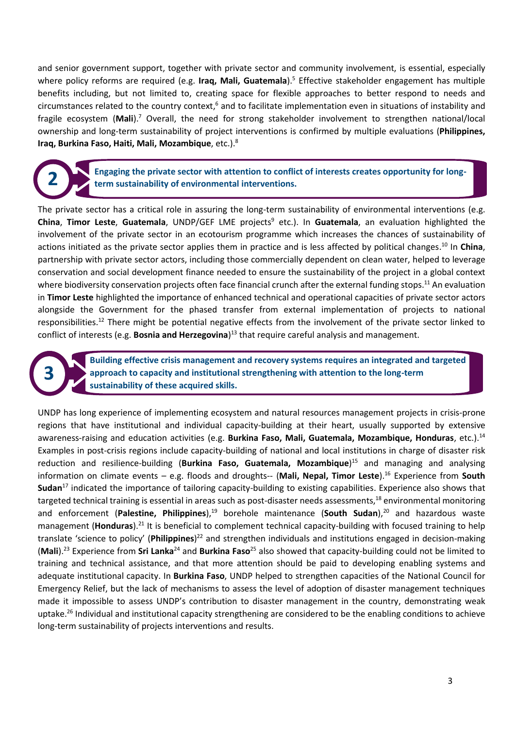and senior government support, together with private sector and community involvement, is essential, especially where policy reforms are required (e.g. **Iraq, Mali, Guatemala**).[5] Effective stakeholder engagement has multiple benefits including, but not limited to, creating space for flexible approaches to better respond to needs and circumstances related to the country context,[6] and to facilitate implementation even in situations of instability and fragile ecosystem (**Mali**).[7] Overall, the need for strong stakeholder involvement to strengthen national/local ownership and long-term sustainability of project interventions is confirmed by multiple evaluations (**Philippines, Iraq, Burkina Faso, Haiti, Mali, Mozambique**, etc.).[8]

## 2 Engaging the private sector with attention to conflict of interests creates opportunity for long-term sustainability of environmental interventions.

The private sector has a critical role in assuring the long-term sustainability of environmental interventions (e.g. **China**, **Timor Leste**, **Guatemala**, UNDP/GEF LME projects[9] etc.). In **Guatemala**, an evaluation highlighted the involvement of the private sector in an ecotourism programme which increases the chances of sustainability of actions initiated as the private sector applies them in practice and is less affected by political changes.[10] In **China**, partnership with private sector actors, including those commercially dependent on clean water, helped to leverage conservation and social development finance needed to ensure the sustainability of the project in a global context where biodiversity conservation projects often face financial crunch after the external funding stops.[11] An evaluation in **Timor Leste** highlighted the importance of enhanced technical and operational capacities of private sector actors alongside the Government for the phased transfer from external implementation of projects to national responsibilities.[12] There might be potential negative effects from the involvement of the private sector linked to conflict of interests (e.g. **Bosnia and Herzegovina**)[13] that require careful analysis and management.

## 3 Building effective crisis management and recovery systems requires an integrated and targeted approach to capacity and institutional strengthening with attention to the long-term sustainability of these acquired skills.

UNDP has long experience of implementing ecosystem and natural resources management projects in crisis-prone regions that have institutional and individual capacity-building at their heart, usually supported by extensive awareness-raising and education activities (e.g. **Burkina Faso, Mali, Guatemala, Mozambique, Honduras**, etc.).[14] Examples in post-crisis regions include capacity-building of national and local institutions in charge of disaster risk reduction and resilience-building (**Burkina Faso, Guatemala, Mozambique**)[15] and managing and analysing information on climate events – e.g. floods and droughts-- (**Mali, Nepal, Timor Leste**).[16] Experience from **South Sudan**[17] indicated the importance of tailoring capacity-building to existing capabilities. Experience also shows that targeted technical training is essential in areas such as post-disaster needs assessments,[18] environmental monitoring and enforcement (**Palestine, Philippines**),[19] borehole maintenance (**South Sudan**),[20] and hazardous waste management (**Honduras**).[21] It is beneficial to complement technical capacity-building with focused training to help translate 'science to policy' (**Philippines**)[22] and strengthen individuals and institutions engaged in decision-making (**Mali**).[23] Experience from **Sri Lanka**[24] and **Burkina Faso**[25] also showed that capacity-building could not be limited to training and technical assistance, and that more attention should be paid to developing enabling systems and adequate institutional capacity. In **Burkina Faso**, UNDP helped to strengthen capacities of the National Council for Emergency Relief, but the lack of mechanisms to assess the level of adoption of disaster management techniques made it impossible to assess UNDP's contribution to disaster management in the country, demonstrating weak uptake.[26] Individual and institutional capacity strengthening are considered to be the enabling conditions to achieve long-term sustainability of projects interventions and results.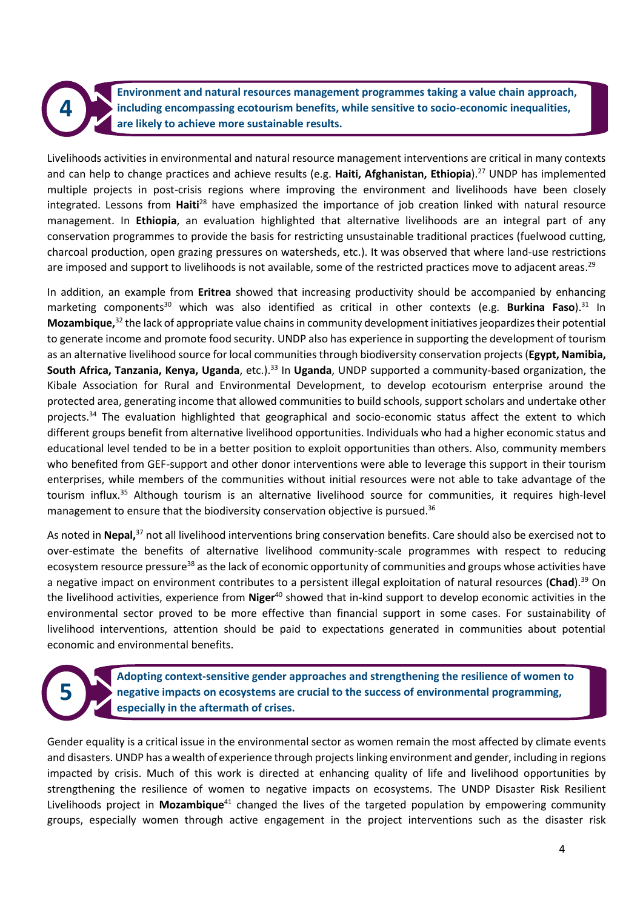## 4 Environment and natural resources management programmes taking a value chain approach, including encompassing ecotourism benefits, while sensitive to socio-economic inequalities, are likely to achieve more sustainable results.

Livelihoods activities in environmental and natural resource management interventions are critical in many contexts and can help to change practices and achieve results (e.g. **Haiti, Afghanistan, Ethiopia**).[27] UNDP has implemented multiple projects in post-crisis regions where improving the environment and livelihoods have been closely integrated. Lessons from **Haiti**[28] have emphasized the importance of job creation linked with natural resource management. In **Ethiopia**, an evaluation highlighted that alternative livelihoods are an integral part of any conservation programmes to provide the basis for restricting unsustainable traditional practices (fuelwood cutting, charcoal production, open grazing pressures on watersheds, etc.). It was observed that where land-use restrictions are imposed and support to livelihoods is not available, some of the restricted practices move to adjacent areas.[29]

In addition, an example from **Eritrea** showed that increasing productivity should be accompanied by enhancing marketing components[30] which was also identified as critical in other contexts (e.g. **Burkina Faso**).[31] In **Mozambique,**[32] the lack of appropriate value chains in community development initiatives jeopardizes their potential to generate income and promote food security. UNDP also has experience in supporting the development of tourism as an alternative livelihood source for local communities through biodiversity conservation projects (**Egypt, Namibia, South Africa, Tanzania, Kenya, Uganda**, etc.).[33] In **Uganda**, UNDP supported a community-based organization, the Kibale Association for Rural and Environmental Development, to develop ecotourism enterprise around the protected area, generating income that allowed communities to build schools, support scholars and undertake other projects.[34] The evaluation highlighted that geographical and socio-economic status affect the extent to which different groups benefit from alternative livelihood opportunities. Individuals who had a higher economic status and educational level tended to be in a better position to exploit opportunities than others. Also, community members who benefited from GEF-support and other donor interventions were able to leverage this support in their tourism enterprises, while members of the communities without initial resources were not able to take advantage of the tourism influx.[35] Although tourism is an alternative livelihood source for communities, it requires high-level management to ensure that the biodiversity conservation objective is pursued.[36]

As noted in **Nepal,**[37] not all livelihood interventions bring conservation benefits. Care should also be exercised not to over-estimate the benefits of alternative livelihood community-scale programmes with respect to reducing ecosystem resource pressure[38] as the lack of economic opportunity of communities and groups whose activities have a negative impact on environment contributes to a persistent illegal exploitation of natural resources (**Chad**).[39] On the livelihood activities, experience from **Niger**[40] showed that in-kind support to develop economic activities in the environmental sector proved to be more effective than financial support in some cases. For sustainability of livelihood interventions, attention should be paid to expectations generated in communities about potential economic and environmental benefits.

## 5 Adopting context-sensitive gender approaches and strengthening the resilience of women to negative impacts on ecosystems are crucial to the success of environmental programming, especially in the aftermath of crises.

Gender equality is a critical issue in the environmental sector as women remain the most affected by climate events and disasters. UNDP has a wealth of experience through projects linking environment and gender, including in regions impacted by crisis. Much of this work is directed at enhancing quality of life and livelihood opportunities by strengthening the resilience of women to negative impacts on ecosystems. The UNDP Disaster Risk Resilient Livelihoods project in **Mozambique**[41] changed the lives of the targeted population by empowering community groups, especially women through active engagement in the project interventions such as the disaster risk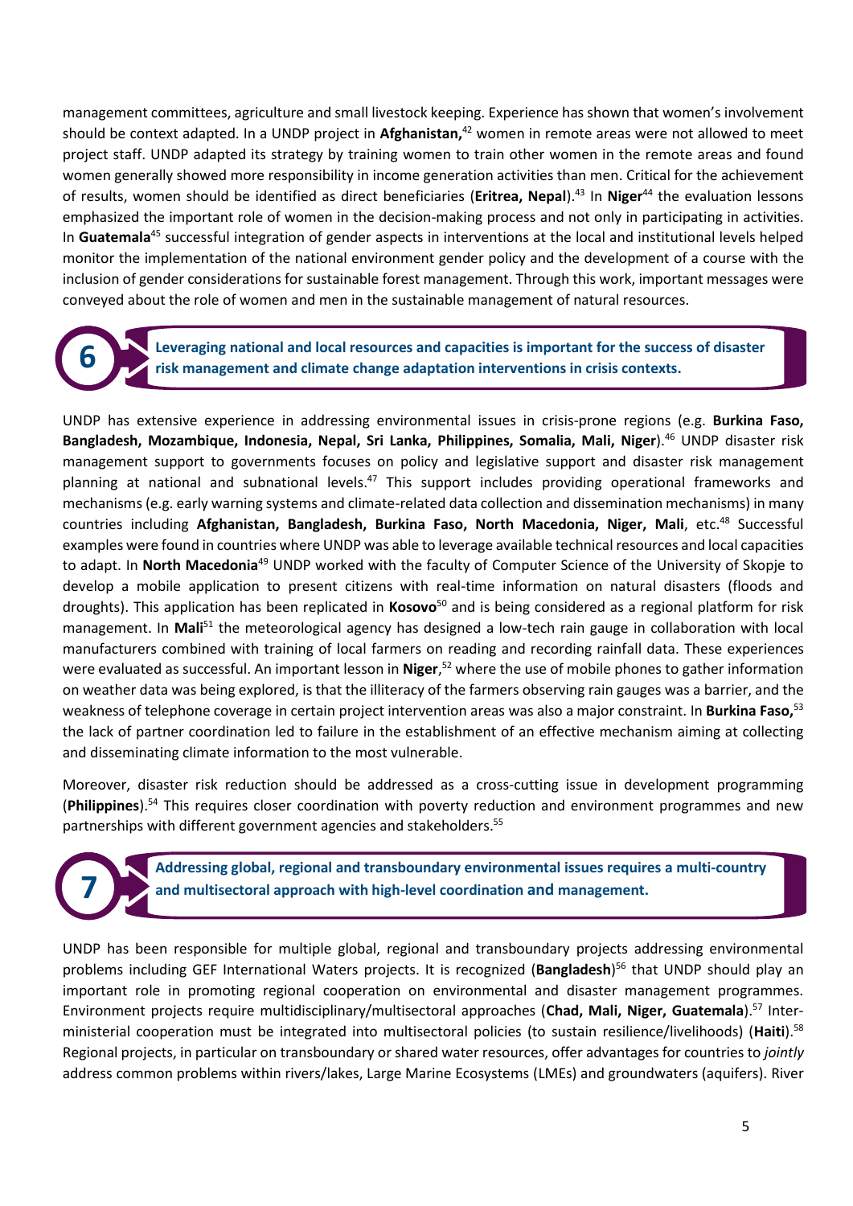management committees, agriculture and small livestock keeping. Experience has shown that women's involvement should be context adapted. In a UNDP project in **Afghanistan,**[42] women in remote areas were not allowed to meet project staff. UNDP adapted its strategy by training women to train other women in the remote areas and found women generally showed more responsibility in income generation activities than men. Critical for the achievement of results, women should be identified as direct beneficiaries (**Eritrea, Nepal**).[43] In **Niger**[44] the evaluation lessons emphasized the important role of women in the decision-making process and not only in participating in activities. In **Guatemala**[45] successful integration of gender aspects in interventions at the local and institutional levels helped monitor the implementation of the national environment gender policy and the development of a course with the inclusion of gender considerations for sustainable forest management. Through this work, important messages were conveyed about the role of women and men in the sustainable management of natural resources.

## 6 Leveraging national and local resources and capacities is important for the success of disaster risk management and climate change adaptation interventions in crisis contexts.

UNDP has extensive experience in addressing environmental issues in crisis-prone regions (e.g. **Burkina Faso, Bangladesh, Mozambique, Indonesia, Nepal, Sri Lanka, Philippines, Somalia, Mali, Niger**).[46] UNDP disaster risk management support to governments focuses on policy and legislative support and disaster risk management planning at national and subnational levels.[47] This support includes providing operational frameworks and mechanisms (e.g. early warning systems and climate-related data collection and dissemination mechanisms) in many countries including **Afghanistan, Bangladesh, Burkina Faso, North Macedonia, Niger, Mali**, etc.[48] Successful examples were found in countries where UNDP was able to leverage available technical resources and local capacities to adapt. In **North Macedonia**[49] UNDP worked with the faculty of Computer Science of the University of Skopje to develop a mobile application to present citizens with real-time information on natural disasters (floods and droughts). This application has been replicated in **Kosovo**[50] and is being considered as a regional platform for risk management. In **Mali**[51] the meteorological agency has designed a low-tech rain gauge in collaboration with local manufacturers combined with training of local farmers on reading and recording rainfall data. These experiences were evaluated as successful. An important lesson in **Niger**,[52] where the use of mobile phones to gather information on weather data was being explored, is that the illiteracy of the farmers observing rain gauges was a barrier, and the weakness of telephone coverage in certain project intervention areas was also a major constraint. In **Burkina Faso,**[53] the lack of partner coordination led to failure in the establishment of an effective mechanism aiming at collecting and disseminating climate information to the most vulnerable.

Moreover, disaster risk reduction should be addressed as a cross-cutting issue in development programming (**Philippines**).[54] This requires closer coordination with poverty reduction and environment programmes and new partnerships with different government agencies and stakeholders.[55]

## 7 Addressing global, regional and transboundary environmental issues requires a multi-country and multisectoral approach with high-level coordination and management.

UNDP has been responsible for multiple global, regional and transboundary projects addressing environmental problems including GEF International Waters projects. It is recognized (**Bangladesh**)[56] that UNDP should play an important role in promoting regional cooperation on environmental and disaster management programmes. Environment projects require multidisciplinary/multisectoral approaches (**Chad, Mali, Niger, Guatemala**).[57] Inter-ministerial cooperation must be integrated into multisectoral policies (to sustain resilience/livelihoods) (**Haiti**).[58] Regional projects, in particular on transboundary or shared water resources, offer advantages for countries to *jointly* address common problems within rivers/lakes, Large Marine Ecosystems (LMEs) and groundwaters (aquifers). River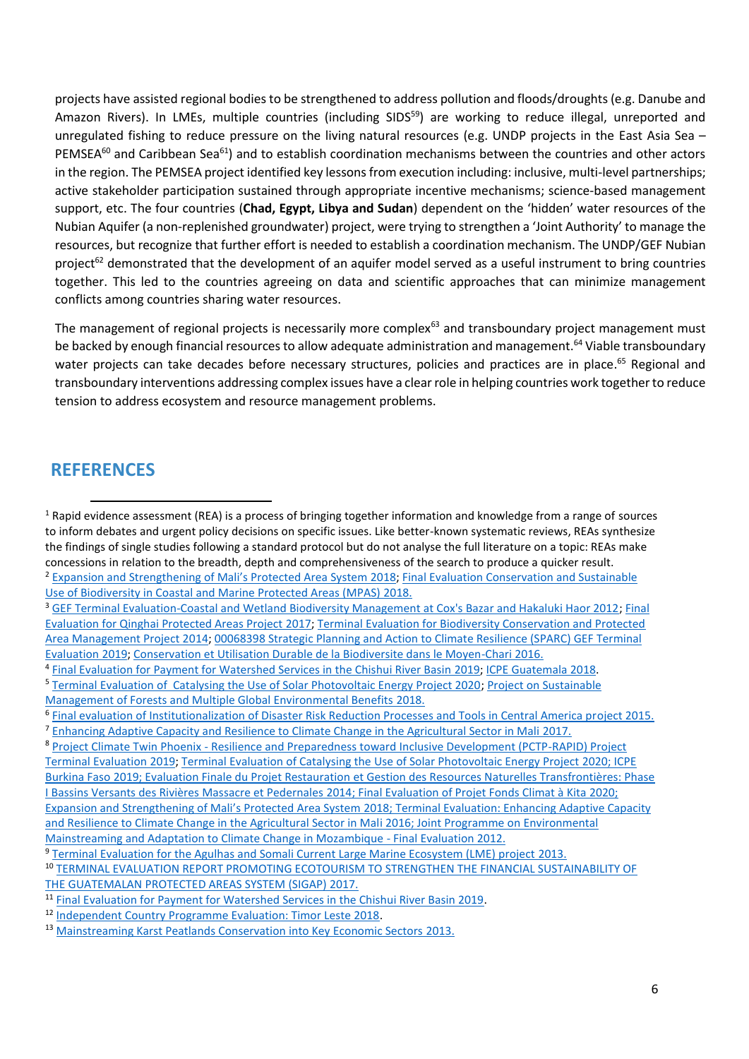projects have assisted regional bodies to be strengthened to address pollution and floods/droughts (e.g. Danube and Amazon Rivers). In LMEs, multiple countries (including SIDS[59]) are working to reduce illegal, unreported and unregulated fishing to reduce pressure on the living natural resources (e.g. UNDP projects in the East Asia Sea – PEMSEA[60] and Caribbean Sea[61]) and to establish coordination mechanisms between the countries and other actors in the region. The PEMSEA project identified key lessons from execution including: inclusive, multi-level partnerships; active stakeholder participation sustained through appropriate incentive mechanisms; science-based management support, etc. The four countries (**Chad, Egypt, Libya and Sudan**) dependent on the 'hidden' water resources of the Nubian Aquifer (a non-replenished groundwater) project, were trying to strengthen a 'Joint Authority' to manage the resources, but recognize that further effort is needed to establish a coordination mechanism. The UNDP/GEF Nubian project[62] demonstrated that the development of an aquifer model served as a useful instrument to bring countries together. This led to the countries agreeing on data and scientific approaches that can minimize management conflicts among countries sharing water resources.

The management of regional projects is necessarily more complex[63] and transboundary project management must be backed by enough financial resources to allow adequate administration and management.[64] Viable transboundary water projects can take decades before necessary structures, policies and practices are in place.[65] Regional and transboundary interventions addressing complex issues have a clear role in helping countries work together to reduce tension to address ecosystem and resource management problems.

## REFERENCES

[1] Rapid evidence assessment (REA) is a process of bringing together information and knowledge from a range of sources to inform debates and urgent policy decisions on specific issues. Like better-known systematic reviews, REAs synthesize the findings of single studies following a standard protocol but do not analyse the full literature on a topic: REAs make concessions in relation to the breadth, depth and comprehensiveness of the search to produce a quicker result.

[2] Expansion and Strengthening of Mali's Protected Area System 2018; Final Evaluation Conservation and Sustainable Use of Biodiversity in Coastal and Marine Protected Areas (MPAS) 2018.

[3] GEF Terminal Evaluation-Coastal and Wetland Biodiversity Management at Cox's Bazar and Hakaluki Haor 2012; Final Evaluation for Qinghai Protected Areas Project 2017; Terminal Evaluation for Biodiversity Conservation and Protected Area Management Project 2014; 00068398 Strategic Planning and Action to Climate Resilience (SPARC) GEF Terminal Evaluation 2019; Conservation et Utilisation Durable de la Biodiversite dans le Moyen-Chari 2016.

[4] Final Evaluation for Payment for Watershed Services in the Chishui River Basin 2019; ICPE Guatemala 2018.

[5] Terminal Evaluation of Catalysing the Use of Solar Photovoltaic Energy Project 2020; Project on Sustainable Management of Forests and Multiple Global Environmental Benefits 2018.

[6] Final evaluation of Institutionalization of Disaster Risk Reduction Processes and Tools in Central America project 2015.

[7] Enhancing Adaptive Capacity and Resilience to Climate Change in the Agricultural Sector in Mali 2017.

[8] Project Climate Twin Phoenix - Resilience and Preparedness toward Inclusive Development (PCTP-RAPID) Project Terminal Evaluation 2019; Terminal Evaluation of Catalysing the Use of Solar Photovoltaic Energy Project 2020; ICPE Burkina Faso 2019; Evaluation Finale du Projet Restauration et Gestion des Resources Naturelles Transfrontières: Phase I Bassins Versants des Rivières Massacre et Pedernales 2014; Final Evaluation of Projet Fonds Climat à Kita 2020; Expansion and Strengthening of Mali's Protected Area System 2018; Terminal Evaluation: Enhancing Adaptive Capacity and Resilience to Climate Change in the Agricultural Sector in Mali 2016; Joint Programme on Environmental Mainstreaming and Adaptation to Climate Change in Mozambique - Final Evaluation 2012.

[9] Terminal Evaluation for the Agulhas and Somali Current Large Marine Ecosystem (LME) project 2013.

[10] TERMINAL EVALUATION REPORT PROMOTING ECOTOURISM TO STRENGTHEN THE FINANCIAL SUSTAINABILITY OF THE GUATEMALAN PROTECTED AREAS SYSTEM (SIGAP) 2017.

[11] Final Evaluation for Payment for Watershed Services in the Chishui River Basin 2019.

[12] Independent Country Programme Evaluation: Timor Leste 2018.

[13] Mainstreaming Karst Peatlands Conservation into Key Economic Sectors 2013.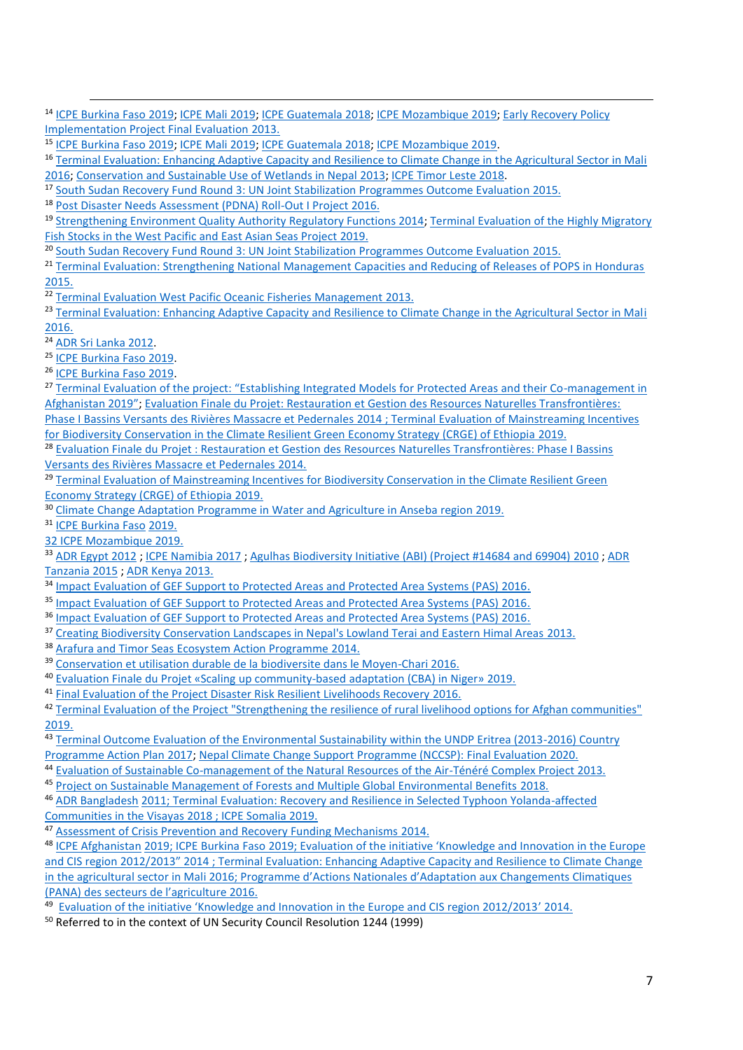[14] ICPE Burkina Faso 2019; ICPE Mali 2019; ICPE Guatemala 2018; ICPE Mozambique 2019; Early Recovery Policy Implementation Project Final Evaluation 2013.

[15] ICPE Burkina Faso 2019; ICPE Mali 2019; ICPE Guatemala 2018; ICPE Mozambique 2019.

[16] Terminal Evaluation: Enhancing Adaptive Capacity and Resilience to Climate Change in the Agricultural Sector in Mali 2016; Conservation and Sustainable Use of Wetlands in Nepal 2013; ICPE Timor Leste 2018.

[17] South Sudan Recovery Fund Round 3: UN Joint Stabilization Programmes Outcome Evaluation 2015.

[18] Post Disaster Needs Assessment (PDNA) Roll-Out I Project 2016.

[19] Strengthening Environment Quality Authority Regulatory Functions 2014; Terminal Evaluation of the Highly Migratory Fish Stocks in the West Pacific and East Asian Seas Project 2019.

[20] South Sudan Recovery Fund Round 3: UN Joint Stabilization Programmes Outcome Evaluation 2015.

[21] Terminal Evaluation: Strengthening National Management Capacities and Reducing of Releases of POPS in Honduras 2015.

[22] Terminal Evaluation West Pacific Oceanic Fisheries Management 2013.

[23] Terminal Evaluation: Enhancing Adaptive Capacity and Resilience to Climate Change in the Agricultural Sector in Mali 2016.

[24] ADR Sri Lanka 2012.

[25] ICPE Burkina Faso 2019.

[26] ICPE Burkina Faso 2019.

[27] Terminal Evaluation of the project: "Establishing Integrated Models for Protected Areas and their Co-management in Afghanistan 2019"; Evaluation Finale du Projet: Restauration et Gestion des Resources Naturelles Transfrontières: Phase I Bassins Versants des Rivières Massacre et Pedernales 2014 ; Terminal Evaluation of Mainstreaming Incentives for Biodiversity Conservation in the Climate Resilient Green Economy Strategy (CRGE) of Ethiopia 2019.

[28] Evaluation Finale du Projet : Restauration et Gestion des Resources Naturelles Transfrontières: Phase I Bassins Versants des Rivières Massacre et Pedernales 2014.

[29] Terminal Evaluation of Mainstreaming Incentives for Biodiversity Conservation in the Climate Resilient Green Economy Strategy (CRGE) of Ethiopia 2019.

[30] Climate Change Adaptation Programme in Water and Agriculture in Anseba region 2019.

[31] ICPE Burkina Faso 2019.

32 ICPE Mozambique 2019.

[33] ADR Egypt 2012 ; ICPE Namibia 2017 ; Agulhas Biodiversity Initiative (ABI) (Project #14684 and 69904) 2010 ; ADR Tanzania 2015 ; ADR Kenya 2013.

[34] Impact Evaluation of GEF Support to Protected Areas and Protected Area Systems (PAS) 2016.

[35] Impact Evaluation of GEF Support to Protected Areas and Protected Area Systems (PAS) 2016.

[36] Impact Evaluation of GEF Support to Protected Areas and Protected Area Systems (PAS) 2016.

[37] Creating Biodiversity Conservation Landscapes in Nepal's Lowland Terai and Eastern Himal Areas 2013.

[38] Arafura and Timor Seas Ecosystem Action Programme 2014.

[39] Conservation et utilisation durable de la biodiversite dans le Moyen-Chari 2016.

[40] Evaluation Finale du Projet «Scaling up community-based adaptation (CBA) in Niger» 2019.

[41] Final Evaluation of the Project Disaster Risk Resilient Livelihoods Recovery 2016.

[42] Terminal Evaluation of the Project "Strengthening the resilience of rural livelihood options for Afghan communities" 2019.

[43] Terminal Outcome Evaluation of the Environmental Sustainability within the UNDP Eritrea (2013-2016) Country Programme Action Plan 2017; Nepal Climate Change Support Programme (NCCSP): Final Evaluation 2020.

[44] Evaluation of Sustainable Co-management of the Natural Resources of the Air-Ténéré Complex Project 2013.

[45] Project on Sustainable Management of Forests and Multiple Global Environmental Benefits 2018.

[46] ADR Bangladesh 2011; Terminal Evaluation: Recovery and Resilience in Selected Typhoon Yolanda-affected Communities in the Visayas 2018 ; ICPE Somalia 2019.

[47] Assessment of Crisis Prevention and Recovery Funding Mechanisms 2014.

[48] ICPE Afghanistan 2019; ICPE Burkina Faso 2019; Evaluation of the initiative 'Knowledge and Innovation in the Europe and CIS region 2012/2013" 2014 ; Terminal Evaluation: Enhancing Adaptive Capacity and Resilience to Climate Change in the agricultural sector in Mali 2016; Programme d'Actions Nationales d'Adaptation aux Changements Climatiques (PANA) des secteurs de l'agriculture 2016.

[49] Evaluation of the initiative 'Knowledge and Innovation in the Europe and CIS region 2012/2013' 2014.

[50] Referred to in the context of UN Security Council Resolution 1244 (1999)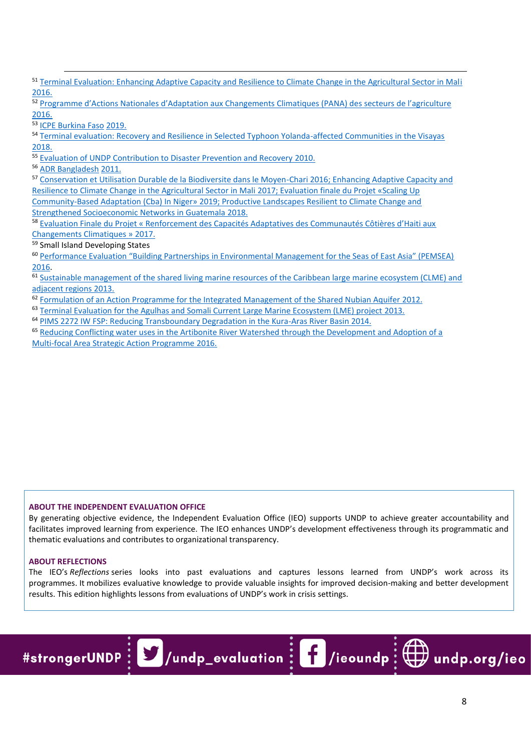[51] Terminal Evaluation: Enhancing Adaptive Capacity and Resilience to Climate Change in the Agricultural Sector in Mali 2016.

[52] Programme d'Actions Nationales d'Adaptation aux Changements Climatiques (PANA) des secteurs de l'agriculture 2016.

[53] ICPE Burkina Faso 2019.

[54] Terminal evaluation: Recovery and Resilience in Selected Typhoon Yolanda-affected Communities in the Visayas 2018.

[55] Evaluation of UNDP Contribution to Disaster Prevention and Recovery 2010.

[56] ADR Bangladesh 2011.

[57] Conservation et Utilisation Durable de la Biodiversite dans le Moyen-Chari 2016; Enhancing Adaptive Capacity and Resilience to Climate Change in the Agricultural Sector in Mali 2017; Evaluation finale du Projet «Scaling Up Community-Based Adaptation (Cba) In Niger» 2019; Productive Landscapes Resilient to Climate Change and Strengthened Socioeconomic Networks in Guatemala 2018.

[58] Evaluation Finale du Projet « Renforcement des Capacités Adaptatives des Communautés Côtières d'Haiti aux Changements Climatiques » 2017.

[59] Small Island Developing States

[60] Performance Evaluation "Building Partnerships in Environmental Management for the Seas of East Asia" (PEMSEA) 2016.

[61] Sustainable management of the shared living marine resources of the Caribbean large marine ecosystem (CLME) and adjacent regions 2013.

[62] Formulation of an Action Programme for the Integrated Management of the Shared Nubian Aquifer 2012.

[63] Terminal Evaluation for the Agulhas and Somali Current Large Marine Ecosystem (LME) project 2013.

[64] PIMS 2272 IW FSP: Reducing Transboundary Degradation in the Kura-Aras River Basin 2014.

[65] Reducing Conflicting water uses in the Artibonite River Watershed through the Development and Adoption of a Multi-focal Area Strategic Action Programme 2016.

**ABOUT THE INDEPENDENT EVALUATION OFFICE**

By generating objective evidence, the Independent Evaluation Office (IEO) supports UNDP to achieve greater accountability and facilitates improved learning from experience. The IEO enhances UNDP's development effectiveness through its programmatic and thematic evaluations and contributes to organizational transparency.

**ABOUT REFLECTIONS**

The IEO's *Reflections* series looks into past evaluations and captures lessons learned from UNDP's work across its programmes. It mobilizes evaluative knowledge to provide valuable insights for improved decision-making and better development results. This edition highlights lessons from evaluations of UNDP's work in crisis settings.

#strongerUNDP /undp_evaluation /ieoundp undp.org/ieo